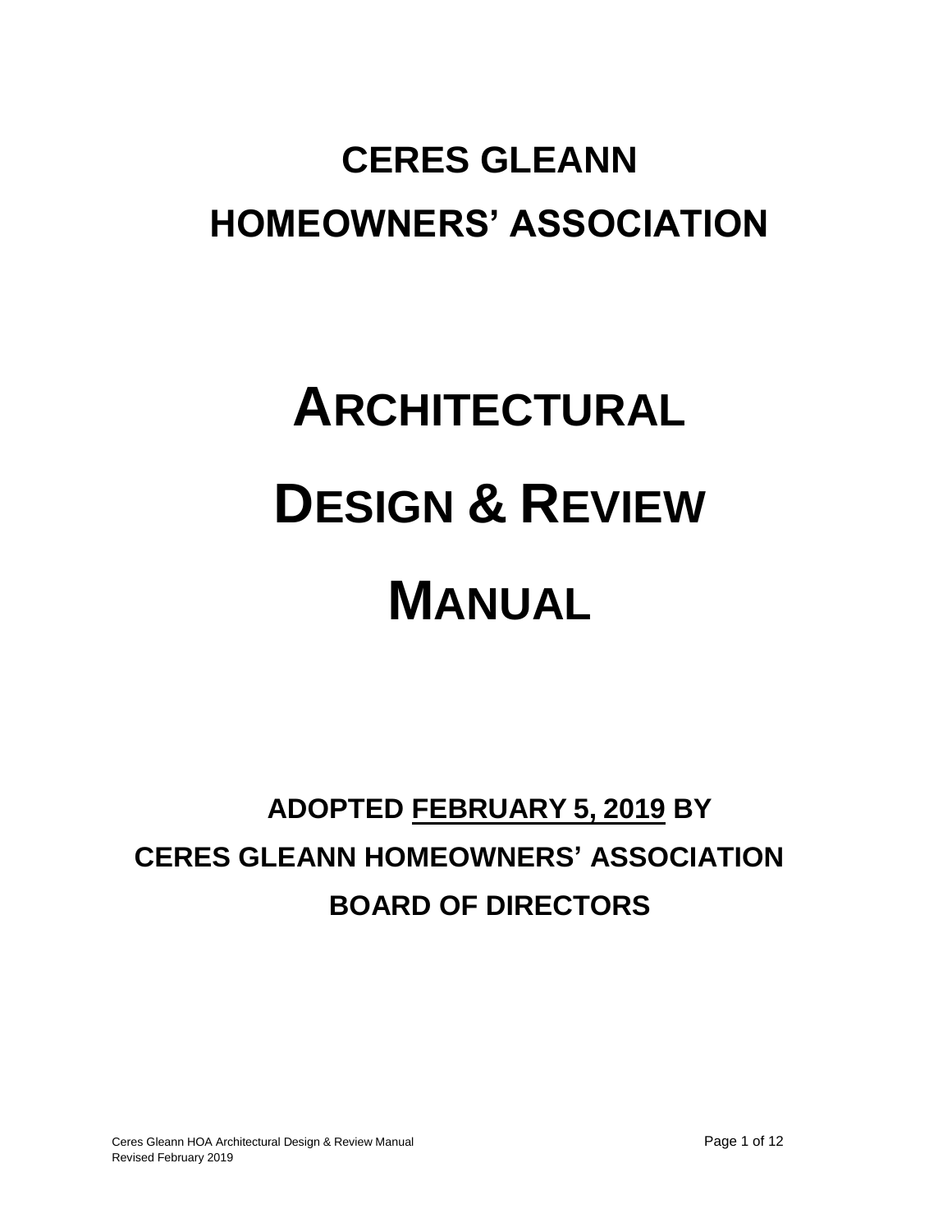# CERES GLEANN HOMEOWNERS' ASSOCIATION

# ARCHITECTURAL DESIGN & REVIEW MANUAL

**ADOPTED FEBRUARY 5, 2019 BY CERES GLEANN HOMEOWNERS' ASSOCIATION BOARD OF DIRECTORS**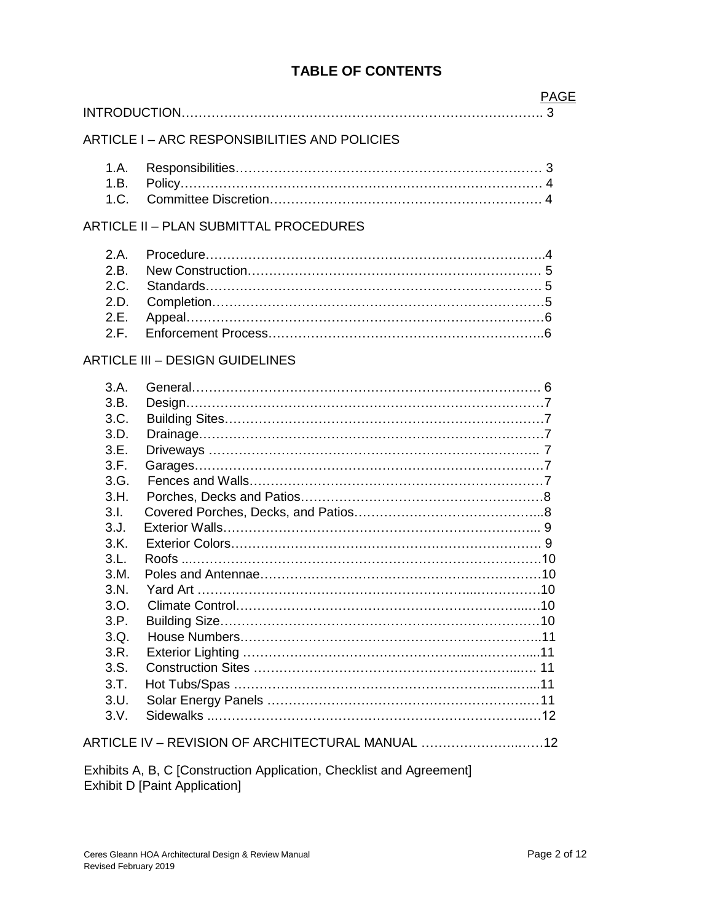# TABLE OF CONTENTS

| | PAGE |
|---|---|
| INTRODUCTION | 3 |
| **ARTICLE I – ARC RESPONSIBILITIES AND POLICIES** | |
| 1.A. Responsibilities | 3 |
| 1.B. Policy | 4 |
| 1.C. Committee Discretion | 4 |
| **ARTICLE II – PLAN SUBMITTAL PROCEDURES** | |
| 2.A. Procedure | 4 |
| 2.B. New Construction | 5 |
| 2.C. Standards | 5 |
| 2.D. Completion | 5 |
| 2.E. Appeal | 6 |
| 2.F. Enforcement Process | 6 |
| **ARTICLE III – DESIGN GUIDELINES** | |
| 3.A. General | 6 |
| 3.B. Design | 7 |
| 3.C. Building Sites | 7 |
| 3.D. Drainage | 7 |
| 3.E. Driveways | 7 |
| 3.F. Garages | 7 |
| 3.G. Fences and Walls | 7 |
| 3.H. Porches, Decks and Patios | 8 |
| 3.I. Covered Porches, Decks, and Patios | 8 |
| 3.J. Exterior Walls | 9 |
| 3.K. Exterior Colors | 9 |
| 3.L. Roofs | 10 |
| 3.M. Poles and Antennae | 10 |
| 3.N. Yard Art | 10 |
| 3.O. Climate Control | 10 |
| 3.P. Building Size | 10 |
| 3.Q. House Numbers | 11 |
| 3.R. Exterior Lighting | 11 |
| 3.S. Construction Sites | 11 |
| 3.T. Hot Tubs/Spas | 11 |
| 3.U. Solar Energy Panels | 11 |
| 3.V. Sidewalks | 12 |
| **ARTICLE IV – REVISION OF ARCHITECTURAL MANUAL** | 12 |

Exhibits A, B, C [Construction Application, Checklist and Agreement]
Exhibit D [Paint Application]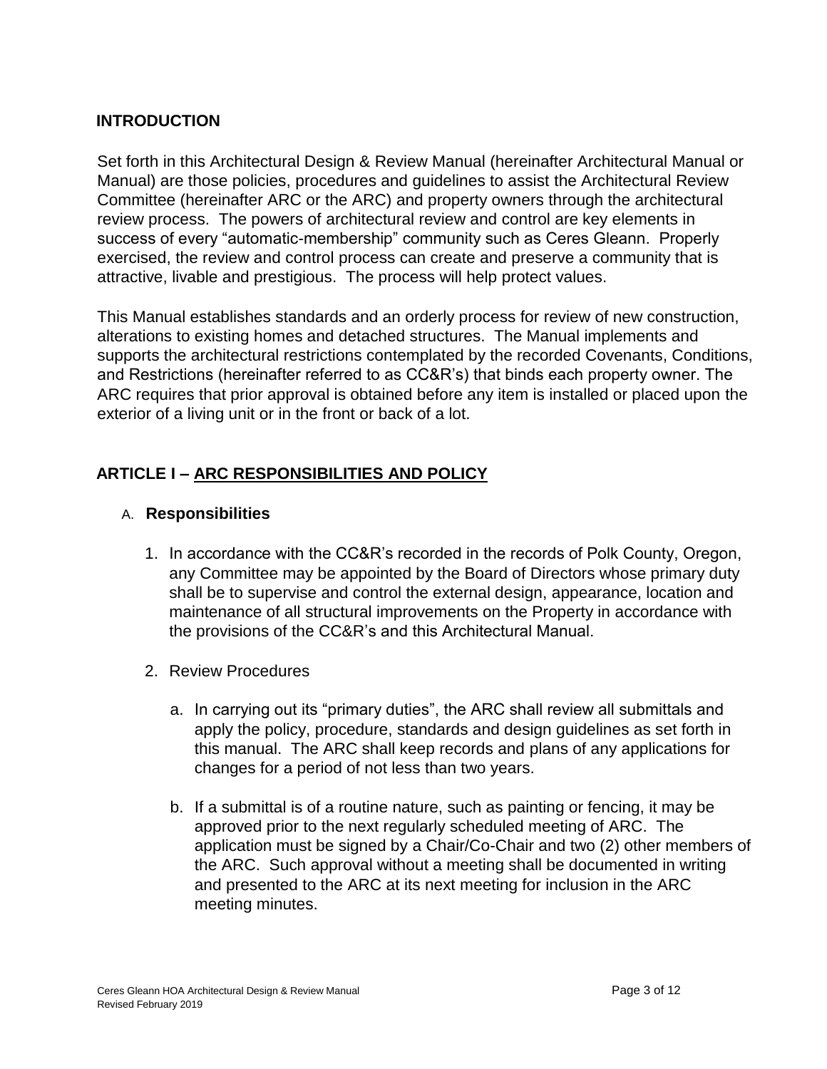## INTRODUCTION

Set forth in this Architectural Design & Review Manual (hereinafter Architectural Manual or Manual) are those policies, procedures and guidelines to assist the Architectural Review Committee (hereinafter ARC or the ARC) and property owners through the architectural review process. The powers of architectural review and control are key elements in success of every "automatic-membership" community such as Ceres Gleann. Properly exercised, the review and control process can create and preserve a community that is attractive, livable and prestigious. The process will help protect values.

This Manual establishes standards and an orderly process for review of new construction, alterations to existing homes and detached structures. The Manual implements and supports the architectural restrictions contemplated by the recorded Covenants, Conditions, and Restrictions (hereinafter referred to as CC&R's) that binds each property owner. The ARC requires that prior approval is obtained before any item is installed or placed upon the exterior of a living unit or in the front or back of a lot.

## ARTICLE I – ARC RESPONSIBILITIES AND POLICY

### A. Responsibilities

1. In accordance with the CC&R's recorded in the records of Polk County, Oregon, any Committee may be appointed by the Board of Directors whose primary duty shall be to supervise and control the external design, appearance, location and maintenance of all structural improvements on the Property in accordance with the provisions of the CC&R's and this Architectural Manual.

2. Review Procedures

   a. In carrying out its "primary duties", the ARC shall review all submittals and apply the policy, procedure, standards and design guidelines as set forth in this manual. The ARC shall keep records and plans of any applications for changes for a period of not less than two years.

   b. If a submittal is of a routine nature, such as painting or fencing, it may be approved prior to the next regularly scheduled meeting of ARC. The application must be signed by a Chair/Co-Chair and two (2) other members of the ARC. Such approval without a meeting shall be documented in writing and presented to the ARC at its next meeting for inclusion in the ARC meeting minutes.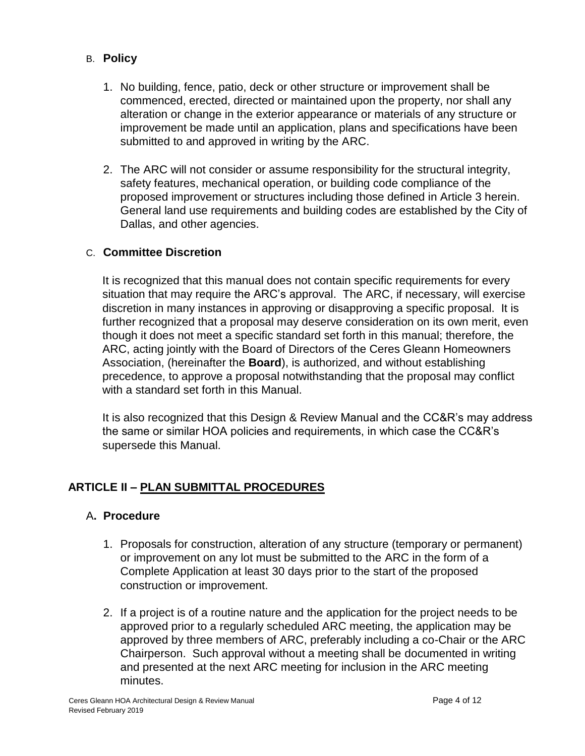### B. **Policy**

1. No building, fence, patio, deck or other structure or improvement shall be commenced, erected, directed or maintained upon the property, nor shall any alteration or change in the exterior appearance or materials of any structure or improvement be made until an application, plans and specifications have been submitted to and approved in writing by the ARC.

2. The ARC will not consider or assume responsibility for the structural integrity, safety features, mechanical operation, or building code compliance of the proposed improvement or structures including those defined in Article 3 herein. General land use requirements and building codes are established by the City of Dallas, and other agencies.

### C. **Committee Discretion**

It is recognized that this manual does not contain specific requirements for every situation that may require the ARC's approval. The ARC, if necessary, will exercise discretion in many instances in approving or disapproving a specific proposal. It is further recognized that a proposal may deserve consideration on its own merit, even though it does not meet a specific standard set forth in this manual; therefore, the ARC, acting jointly with the Board of Directors of the Ceres Gleann Homeowners Association, (hereinafter the **Board**), is authorized, and without establishing precedence, to approve a proposal notwithstanding that the proposal may conflict with a standard set forth in this Manual.

It is also recognized that this Design & Review Manual and the CC&R's may address the same or similar HOA policies and requirements, in which case the CC&R's supersede this Manual.

## ARTICLE II – PLAN SUBMITTAL PROCEDURES

### A**. Procedure**

1. Proposals for construction, alteration of any structure (temporary or permanent) or improvement on any lot must be submitted to the ARC in the form of a Complete Application at least 30 days prior to the start of the proposed construction or improvement.

2. If a project is of a routine nature and the application for the project needs to be approved prior to a regularly scheduled ARC meeting, the application may be approved by three members of ARC, preferably including a co-Chair or the ARC Chairperson. Such approval without a meeting shall be documented in writing and presented at the next ARC meeting for inclusion in the ARC meeting minutes.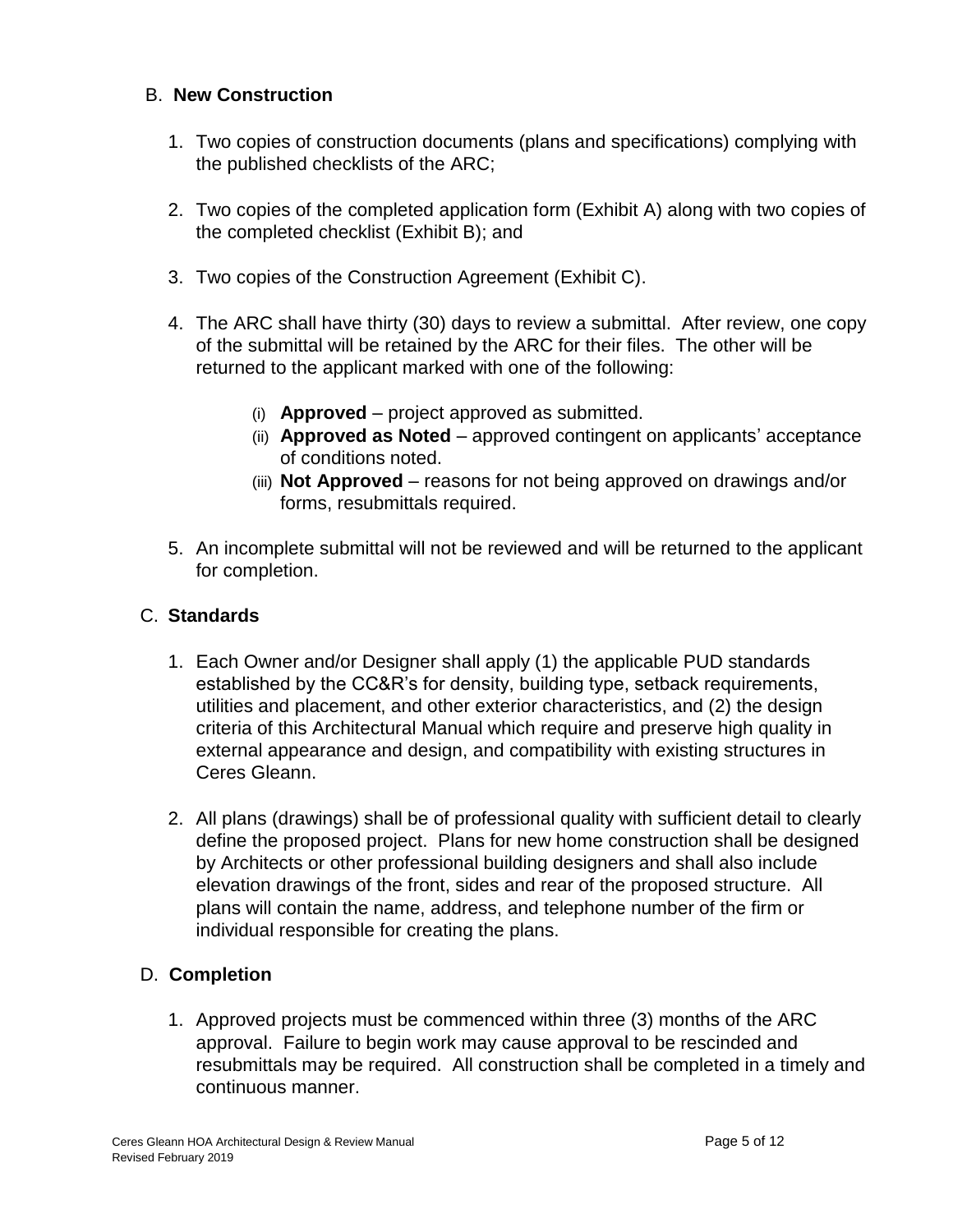## B. **New Construction**

1. Two copies of construction documents (plans and specifications) complying with the published checklists of the ARC;

2. Two copies of the completed application form (Exhibit A) along with two copies of the completed checklist (Exhibit B); and

3. Two copies of the Construction Agreement (Exhibit C).

4. The ARC shall have thirty (30) days to review a submittal. After review, one copy of the submittal will be retained by the ARC for their files. The other will be returned to the applicant marked with one of the following:

   (i) **Approved** – project approved as submitted.
   
   (ii) **Approved as Noted** – approved contingent on applicants' acceptance of conditions noted.
   
   (iii) **Not Approved** – reasons for not being approved on drawings and/or forms, resubmittals required.

5. An incomplete submittal will not be reviewed and will be returned to the applicant for completion.

## C. **Standards**

1. Each Owner and/or Designer shall apply (1) the applicable PUD standards established by the CC&R's for density, building type, setback requirements, utilities and placement, and other exterior characteristics, and (2) the design criteria of this Architectural Manual which require and preserve high quality in external appearance and design, and compatibility with existing structures in Ceres Gleann.

2. All plans (drawings) shall be of professional quality with sufficient detail to clearly define the proposed project. Plans for new home construction shall be designed by Architects or other professional building designers and shall also include elevation drawings of the front, sides and rear of the proposed structure. All plans will contain the name, address, and telephone number of the firm or individual responsible for creating the plans.

## D. **Completion**

1. Approved projects must be commenced within three (3) months of the ARC approval. Failure to begin work may cause approval to be rescinded and resubmittals may be required. All construction shall be completed in a timely and continuous manner.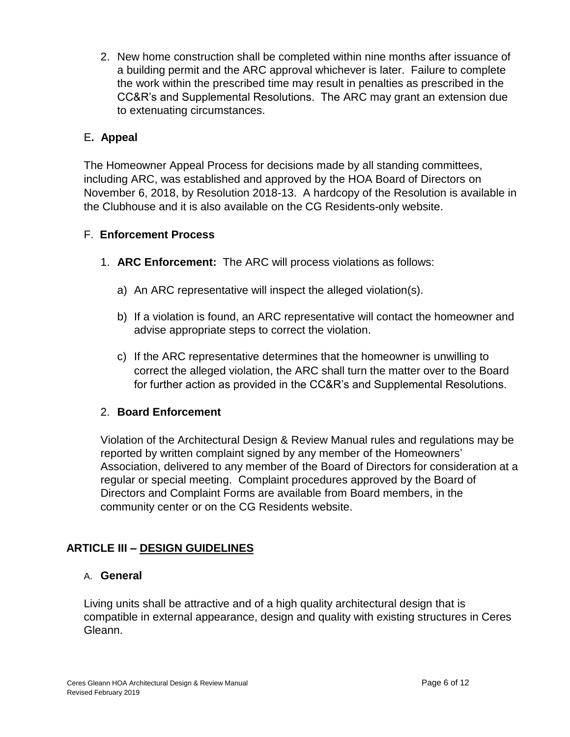2. New home construction shall be completed within nine months after issuance of a building permit and the ARC approval whichever is later. Failure to complete the work within the prescribed time may result in penalties as prescribed in the CC&R's and Supplemental Resolutions. The ARC may grant an extension due to extenuating circumstances.

### E. Appeal

The Homeowner Appeal Process for decisions made by all standing committees, including ARC, was established and approved by the HOA Board of Directors on November 6, 2018, by Resolution 2018-13. A hardcopy of the Resolution is available in the Clubhouse and it is also available on the CG Residents-only website.

### F. Enforcement Process

1. **ARC Enforcement:** The ARC will process violations as follows:

   a) An ARC representative will inspect the alleged violation(s).

   b) If a violation is found, an ARC representative will contact the homeowner and advise appropriate steps to correct the violation.

   c) If the ARC representative determines that the homeowner is unwilling to correct the alleged violation, the ARC shall turn the matter over to the Board for further action as provided in the CC&R's and Supplemental Resolutions.

2. **Board Enforcement**

   Violation of the Architectural Design & Review Manual rules and regulations may be reported by written complaint signed by any member of the Homeowners' Association, delivered to any member of the Board of Directors for consideration at a regular or special meeting. Complaint procedures approved by the Board of Directors and Complaint Forms are available from Board members, in the community center or on the CG Residents website.

## ARTICLE III – DESIGN GUIDELINES

### A. General

Living units shall be attractive and of a high quality architectural design that is compatible in external appearance, design and quality with existing structures in Ceres Gleann.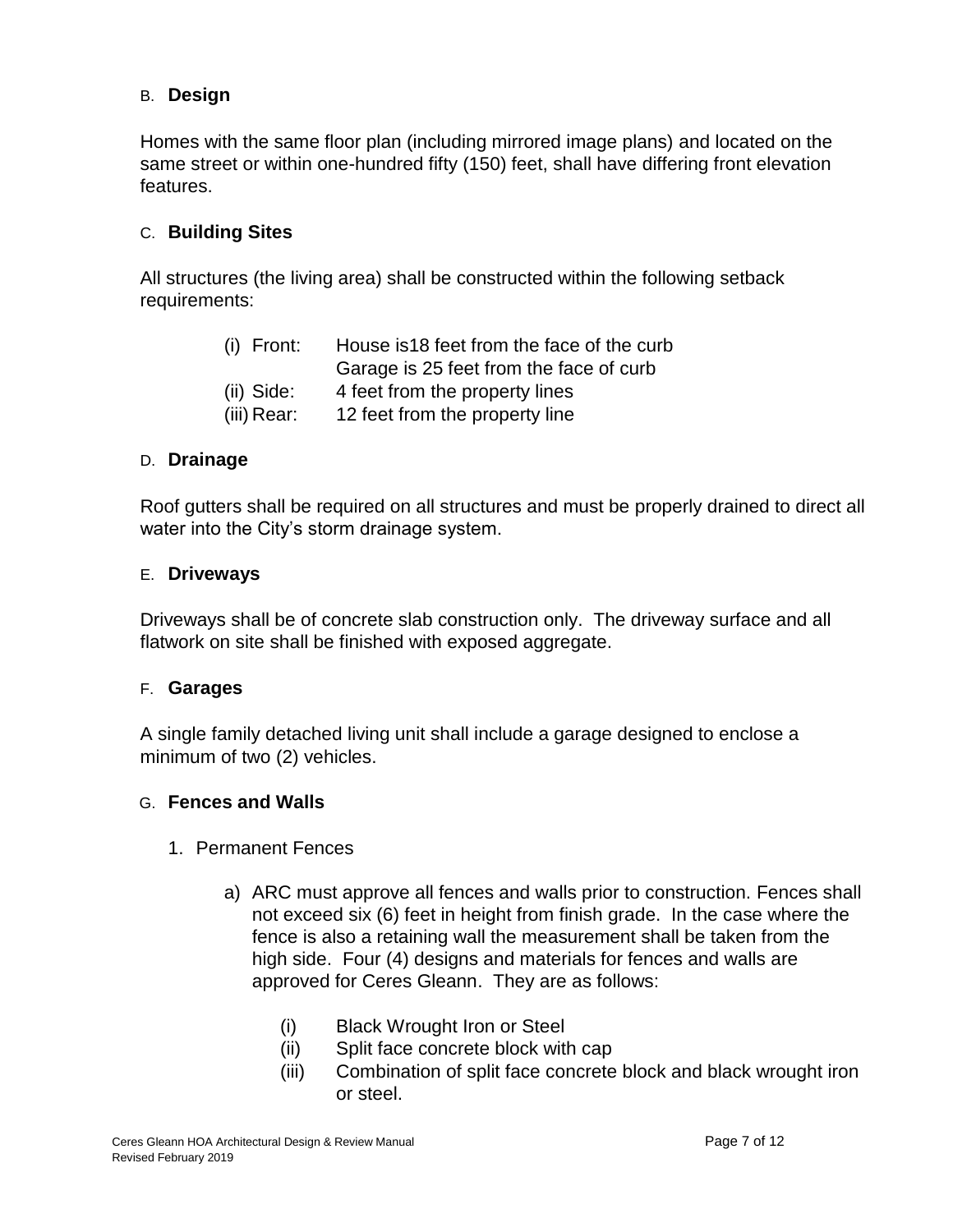### B. **Design**

Homes with the same floor plan (including mirrored image plans) and located on the same street or within one-hundred fifty (150) feet, shall have differing front elevation features.

### C. **Building Sites**

All structures (the living area) shall be constructed within the following setback requirements:

(i) Front: House is18 feet from the face of the curb
Garage is 25 feet from the face of curb
(ii) Side: 4 feet from the property lines
(iii) Rear: 12 feet from the property line

### D. **Drainage**

Roof gutters shall be required on all structures and must be properly drained to direct all water into the City's storm drainage system.

### E. **Driveways**

Driveways shall be of concrete slab construction only. The driveway surface and all flatwork on site shall be finished with exposed aggregate.

### F. **Garages**

A single family detached living unit shall include a garage designed to enclose a minimum of two (2) vehicles.

### G. **Fences and Walls**

1. Permanent Fences

   a) ARC must approve all fences and walls prior to construction. Fences shall not exceed six (6) feet in height from finish grade. In the case where the fence is also a retaining wall the measurement shall be taken from the high side. Four (4) designs and materials for fences and walls are approved for Ceres Gleann. They are as follows:

      (i) Black Wrought Iron or Steel
      (ii) Split face concrete block with cap
      (iii) Combination of split face concrete block and black wrought iron or steel.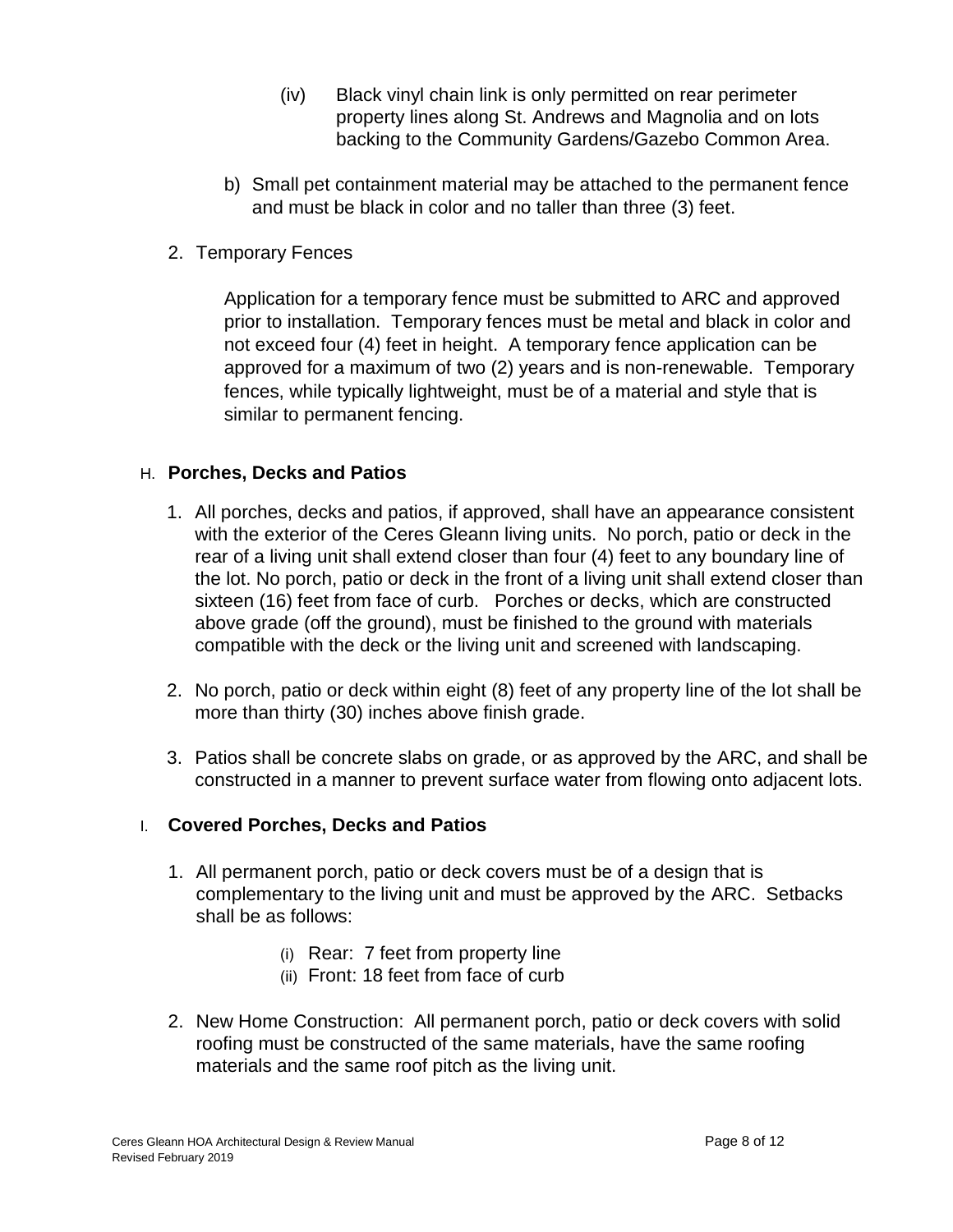(iv) Black vinyl chain link is only permitted on rear perimeter property lines along St. Andrews and Magnolia and on lots backing to the Community Gardens/Gazebo Common Area.

b) Small pet containment material may be attached to the permanent fence and must be black in color and no taller than three (3) feet.

2. Temporary Fences

   Application for a temporary fence must be submitted to ARC and approved prior to installation. Temporary fences must be metal and black in color and not exceed four (4) feet in height. A temporary fence application can be approved for a maximum of two (2) years and is non-renewable. Temporary fences, while typically lightweight, must be of a material and style that is similar to permanent fencing.

### H. **Porches, Decks and Patios**

1. All porches, decks and patios, if approved, shall have an appearance consistent with the exterior of the Ceres Gleann living units. No porch, patio or deck in the rear of a living unit shall extend closer than four (4) feet to any boundary line of the lot. No porch, patio or deck in the front of a living unit shall extend closer than sixteen (16) feet from face of curb. Porches or decks, which are constructed above grade (off the ground), must be finished to the ground with materials compatible with the deck or the living unit and screened with landscaping.

2. No porch, patio or deck within eight (8) feet of any property line of the lot shall be more than thirty (30) inches above finish grade.

3. Patios shall be concrete slabs on grade, or as approved by the ARC, and shall be constructed in a manner to prevent surface water from flowing onto adjacent lots.

### I. **Covered Porches, Decks and Patios**

1. All permanent porch, patio or deck covers must be of a design that is complementary to the living unit and must be approved by the ARC. Setbacks shall be as follows:

   (i) Rear: 7 feet from property line
   (ii) Front: 18 feet from face of curb

2. New Home Construction: All permanent porch, patio or deck covers with solid roofing must be constructed of the same materials, have the same roofing materials and the same roof pitch as the living unit.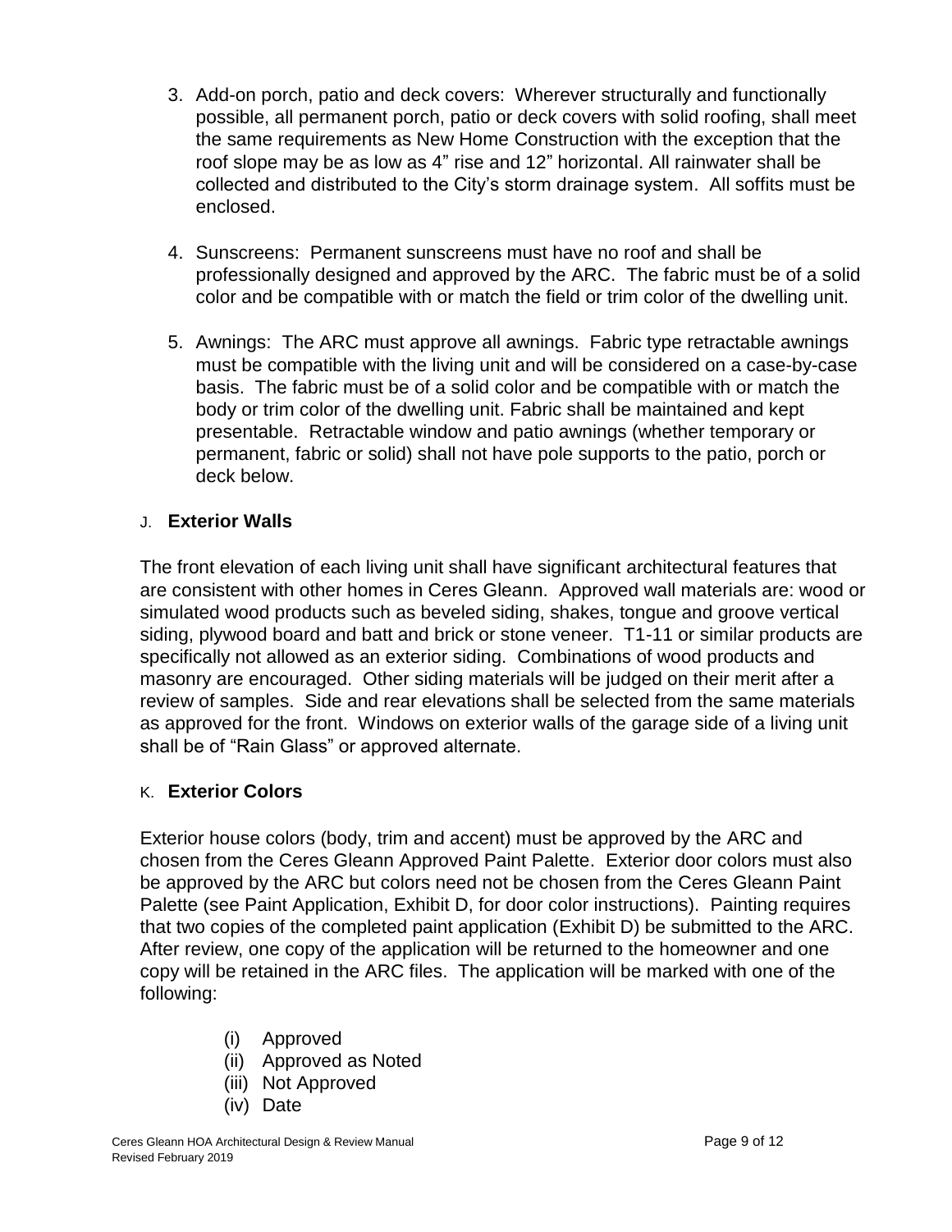3. Add-on porch, patio and deck covers: Wherever structurally and functionally possible, all permanent porch, patio or deck covers with solid roofing, shall meet the same requirements as New Home Construction with the exception that the roof slope may be as low as 4" rise and 12" horizontal. All rainwater shall be collected and distributed to the City's storm drainage system. All soffits must be enclosed.

4. Sunscreens: Permanent sunscreens must have no roof and shall be professionally designed and approved by the ARC. The fabric must be of a solid color and be compatible with or match the field or trim color of the dwelling unit.

5. Awnings: The ARC must approve all awnings. Fabric type retractable awnings must be compatible with the living unit and will be considered on a case-by-case basis. The fabric must be of a solid color and be compatible with or match the body or trim color of the dwelling unit. Fabric shall be maintained and kept presentable. Retractable window and patio awnings (whether temporary or permanent, fabric or solid) shall not have pole supports to the patio, porch or deck below.

### J. **Exterior Walls**

The front elevation of each living unit shall have significant architectural features that are consistent with other homes in Ceres Gleann. Approved wall materials are: wood or simulated wood products such as beveled siding, shakes, tongue and groove vertical siding, plywood board and batt and brick or stone veneer. T1-11 or similar products are specifically not allowed as an exterior siding. Combinations of wood products and masonry are encouraged. Other siding materials will be judged on their merit after a review of samples. Side and rear elevations shall be selected from the same materials as approved for the front. Windows on exterior walls of the garage side of a living unit shall be of "Rain Glass" or approved alternate.

### K. **Exterior Colors**

Exterior house colors (body, trim and accent) must be approved by the ARC and chosen from the Ceres Gleann Approved Paint Palette. Exterior door colors must also be approved by the ARC but colors need not be chosen from the Ceres Gleann Paint Palette (see Paint Application, Exhibit D, for door color instructions). Painting requires that two copies of the completed paint application (Exhibit D) be submitted to the ARC. After review, one copy of the application will be returned to the homeowner and one copy will be retained in the ARC files. The application will be marked with one of the following:

(i) Approved
(ii) Approved as Noted
(iii) Not Approved
(iv) Date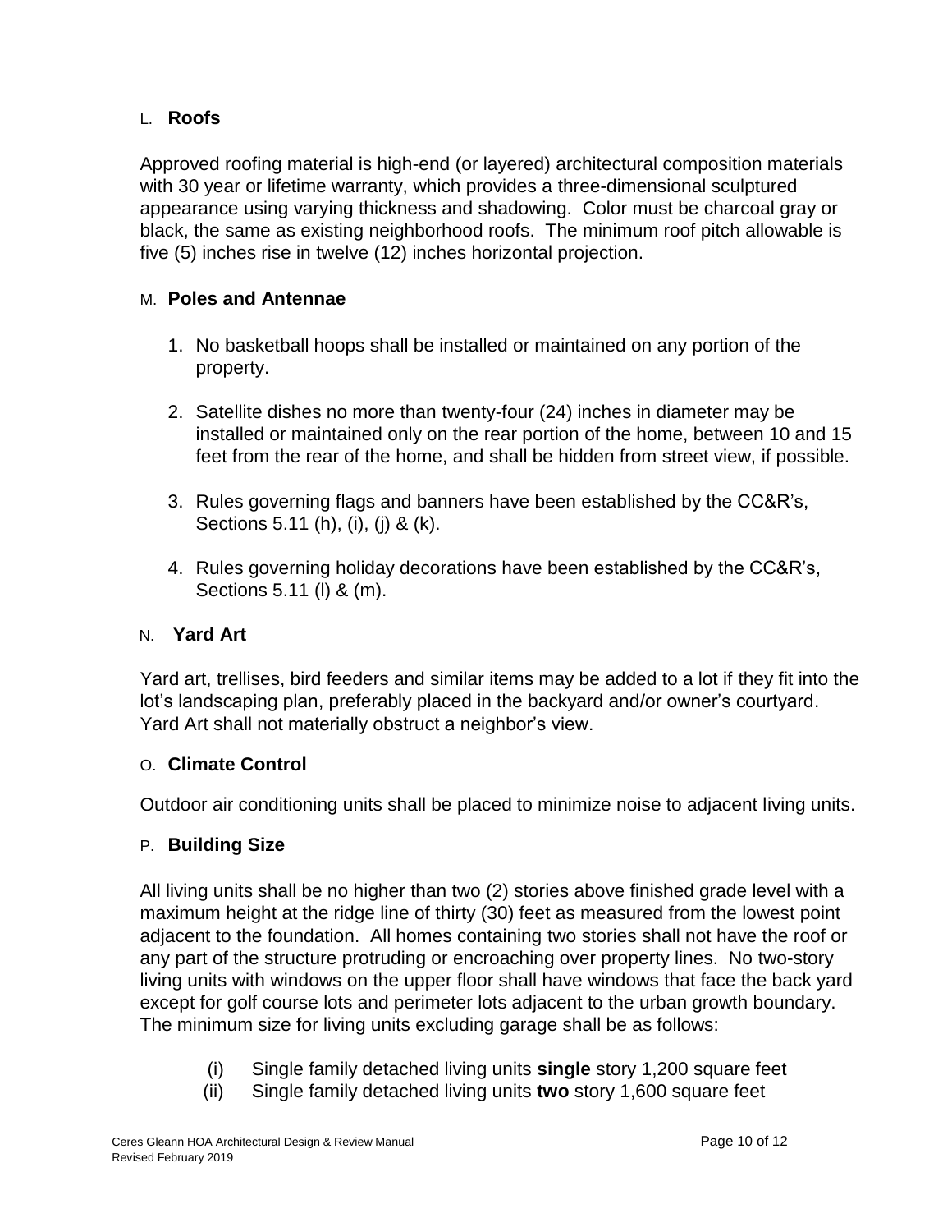## L. **Roofs**

Approved roofing material is high-end (or layered) architectural composition materials with 30 year or lifetime warranty, which provides a three-dimensional sculptured appearance using varying thickness and shadowing. Color must be charcoal gray or black, the same as existing neighborhood roofs. The minimum roof pitch allowable is five (5) inches rise in twelve (12) inches horizontal projection.

## M. **Poles and Antennae**

1. No basketball hoops shall be installed or maintained on any portion of the property.

2. Satellite dishes no more than twenty-four (24) inches in diameter may be installed or maintained only on the rear portion of the home, between 10 and 15 feet from the rear of the home, and shall be hidden from street view, if possible.

3. Rules governing flags and banners have been established by the CC&R's, Sections 5.11 (h), (i), (j) & (k).

4. Rules governing holiday decorations have been established by the CC&R's, Sections 5.11 (l) & (m).

## N. **Yard Art**

Yard art, trellises, bird feeders and similar items may be added to a lot if they fit into the lot's landscaping plan, preferably placed in the backyard and/or owner's courtyard. Yard Art shall not materially obstruct a neighbor's view.

## O. **Climate Control**

Outdoor air conditioning units shall be placed to minimize noise to adjacent living units.

## P. **Building Size**

All living units shall be no higher than two (2) stories above finished grade level with a maximum height at the ridge line of thirty (30) feet as measured from the lowest point adjacent to the foundation. All homes containing two stories shall not have the roof or any part of the structure protruding or encroaching over property lines. No two-story living units with windows on the upper floor shall have windows that face the back yard except for golf course lots and perimeter lots adjacent to the urban growth boundary. The minimum size for living units excluding garage shall be as follows:

(i) Single family detached living units **single** story 1,200 square feet
(ii) Single family detached living units **two** story 1,600 square feet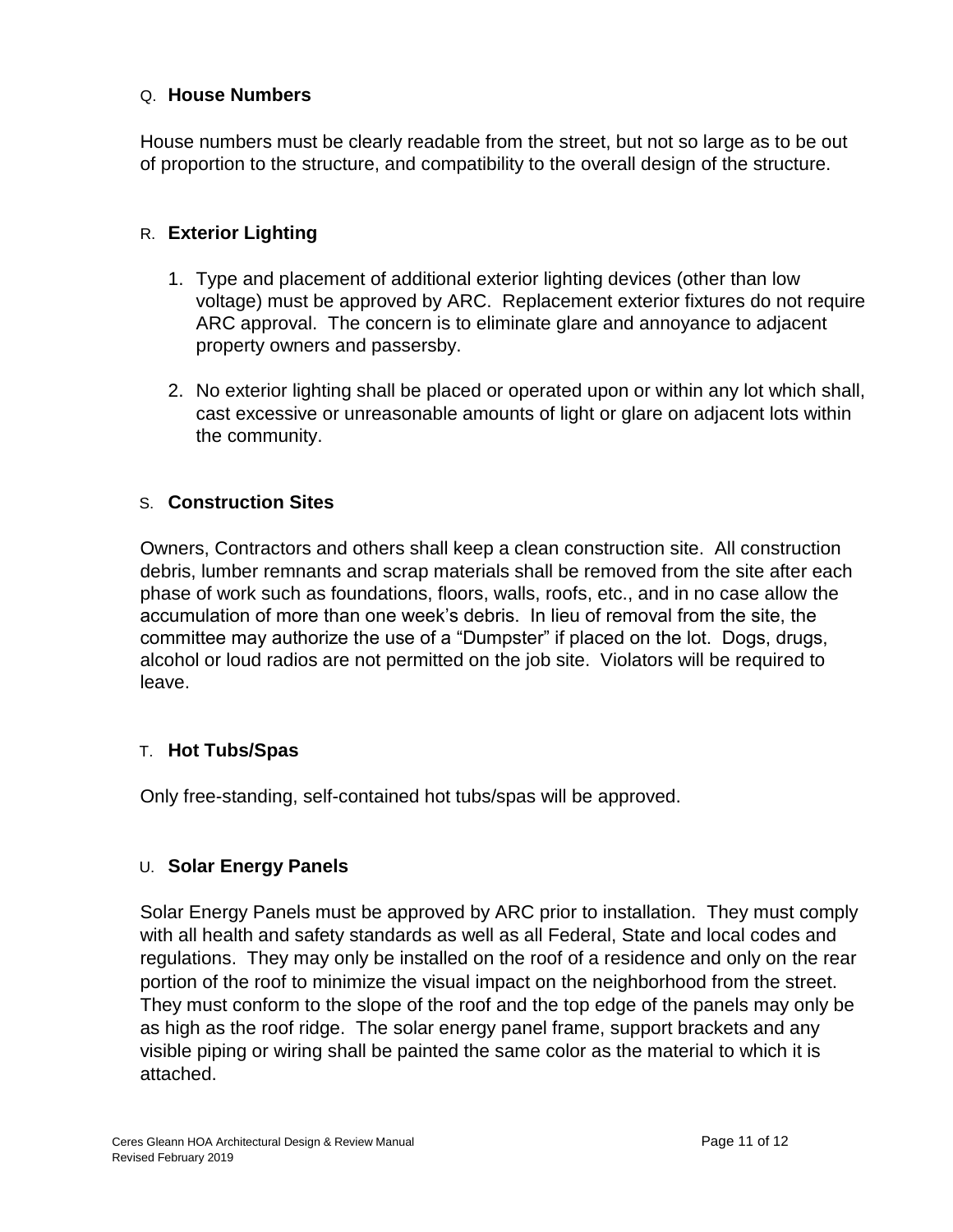### Q. **House Numbers**

House numbers must be clearly readable from the street, but not so large as to be out of proportion to the structure, and compatibility to the overall design of the structure.

### R. **Exterior Lighting**

1. Type and placement of additional exterior lighting devices (other than low voltage) must be approved by ARC. Replacement exterior fixtures do not require ARC approval. The concern is to eliminate glare and annoyance to adjacent property owners and passersby.

2. No exterior lighting shall be placed or operated upon or within any lot which shall, cast excessive or unreasonable amounts of light or glare on adjacent lots within the community.

### S. **Construction Sites**

Owners, Contractors and others shall keep a clean construction site. All construction debris, lumber remnants and scrap materials shall be removed from the site after each phase of work such as foundations, floors, walls, roofs, etc., and in no case allow the accumulation of more than one week's debris. In lieu of removal from the site, the committee may authorize the use of a "Dumpster" if placed on the lot. Dogs, drugs, alcohol or loud radios are not permitted on the job site. Violators will be required to leave.

### T. **Hot Tubs/Spas**

Only free-standing, self-contained hot tubs/spas will be approved.

### U. **Solar Energy Panels**

Solar Energy Panels must be approved by ARC prior to installation. They must comply with all health and safety standards as well as all Federal, State and local codes and regulations. They may only be installed on the roof of a residence and only on the rear portion of the roof to minimize the visual impact on the neighborhood from the street. They must conform to the slope of the roof and the top edge of the panels may only be as high as the roof ridge. The solar energy panel frame, support brackets and any visible piping or wiring shall be painted the same color as the material to which it is attached.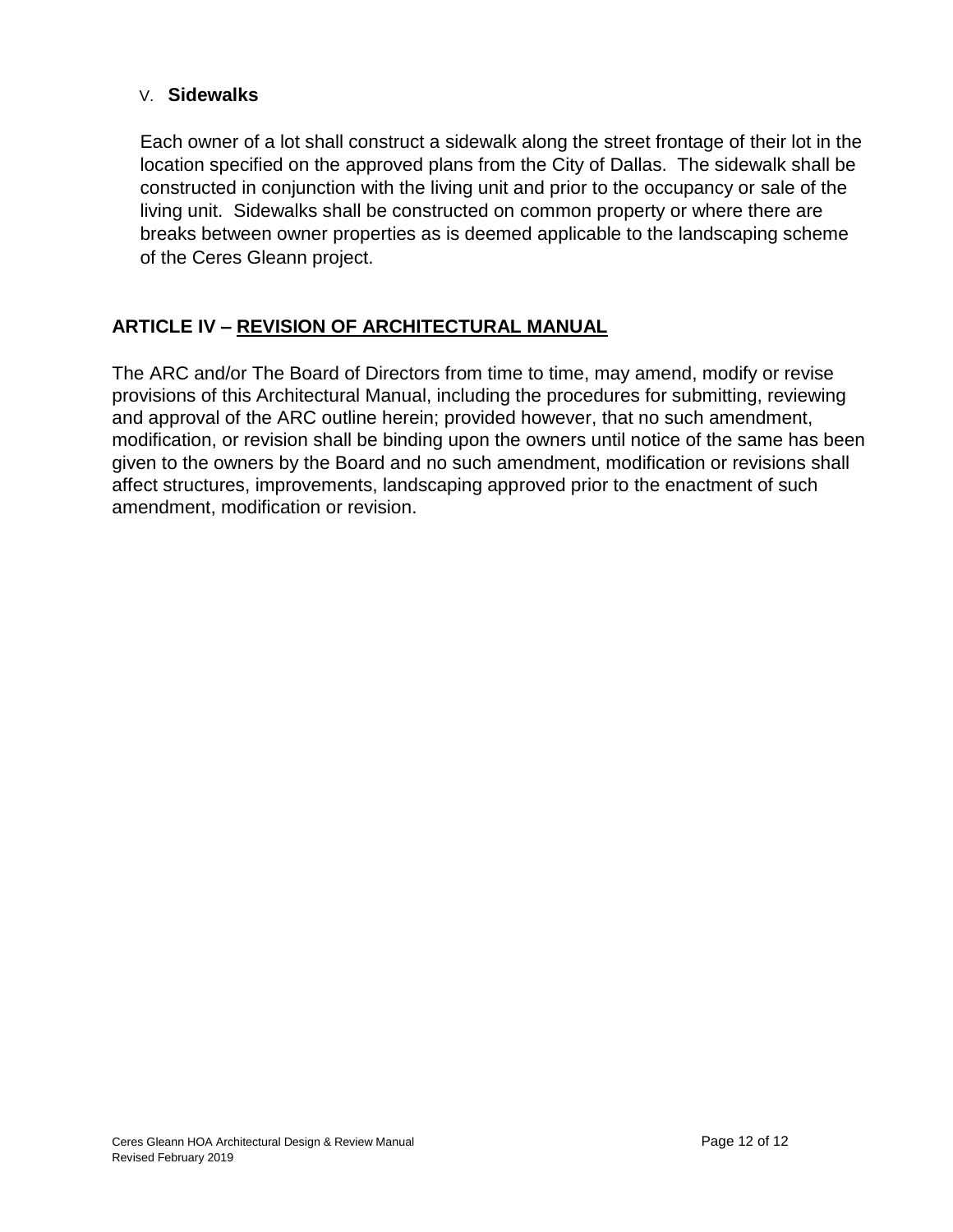V. **Sidewalks**

Each owner of a lot shall construct a sidewalk along the street frontage of their lot in the location specified on the approved plans from the City of Dallas. The sidewalk shall be constructed in conjunction with the living unit and prior to the occupancy or sale of the living unit. Sidewalks shall be constructed on common property or where there are breaks between owner properties as is deemed applicable to the landscaping scheme of the Ceres Gleann project.

## ARTICLE IV – REVISION OF ARCHITECTURAL MANUAL

The ARC and/or The Board of Directors from time to time, may amend, modify or revise provisions of this Architectural Manual, including the procedures for submitting, reviewing and approval of the ARC outline herein; provided however, that no such amendment, modification, or revision shall be binding upon the owners until notice of the same has been given to the owners by the Board and no such amendment, modification or revisions shall affect structures, improvements, landscaping approved prior to the enactment of such amendment, modification or revision.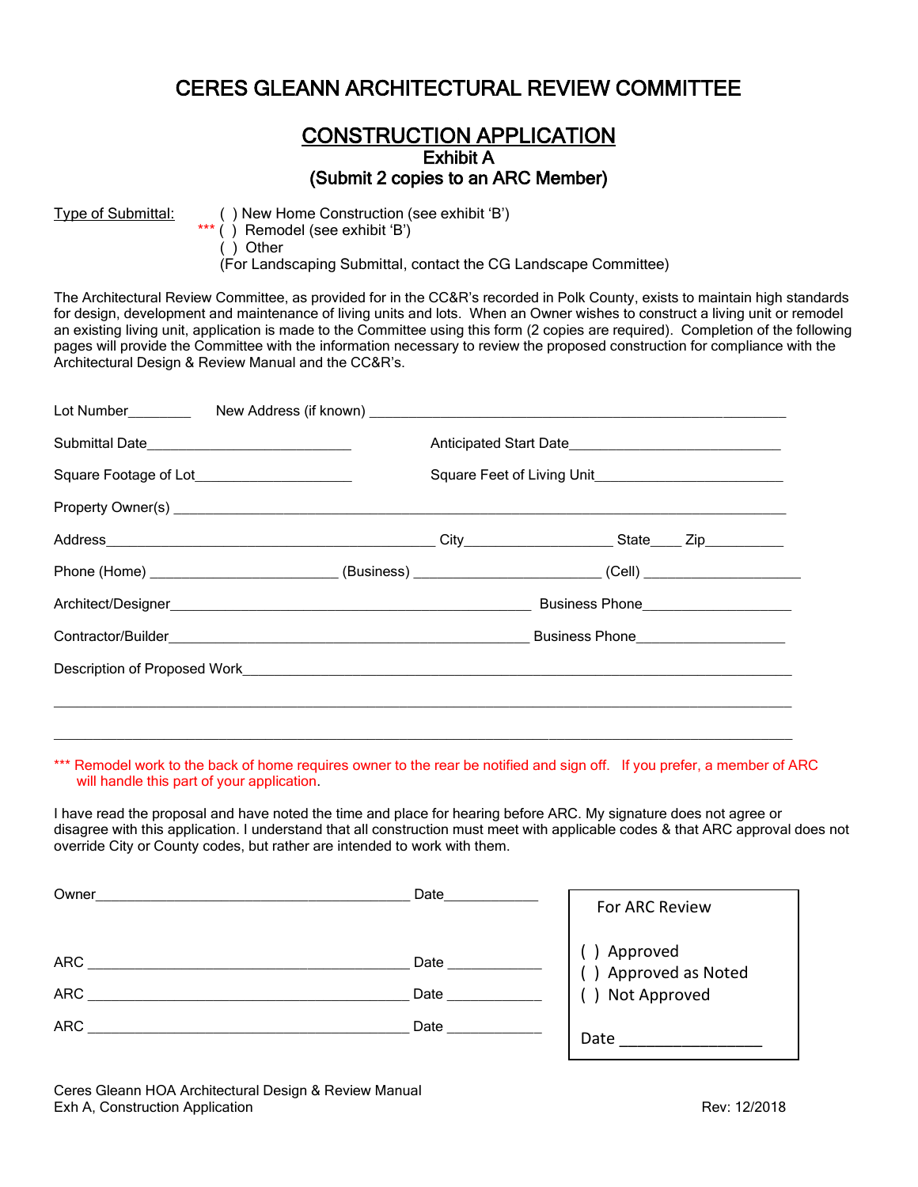# CERES GLEANN ARCHITECTURAL REVIEW COMMITTEE

## CONSTRUCTION APPLICATION

### Exhibit A

### (Submit 2 copies to an ARC Member)

Type of Submittal: ( ) New Home Construction (see exhibit 'B')
*** ( ) Remodel (see exhibit 'B')
( ) Other
(For Landscaping Submittal, contact the CG Landscape Committee)

The Architectural Review Committee, as provided for in the CC&R's recorded in Polk County, exists to maintain high standards for design, development and maintenance of living units and lots. When an Owner wishes to construct a living unit or remodel an existing living unit, application is made to the Committee using this form (2 copies are required). Completion of the following pages will provide the Committee with the information necessary to review the proposed construction for compliance with the Architectural Design & Review Manual and the CC&R's.

Lot Number________ New Address (if known) ________________________________________________

Submittal Date__________________________ Anticipated Start Date__________________________

Square Footage of Lot____________________ Square Feet of Living Unit________________________

Property Owner(s) ____________________________________________________________________________

Address__________________________________________ City__________________ State____ Zip__________

Phone (Home) _______________________ (Business) _______________________ (Cell) ____________________

Architect/Designer_______________________________________________ Business Phone___________________

Contractor/Builder_______________________________________________ Business Phone___________________

Description of Proposed Work______________________________________________________________________

______________________________________________________________________________________________

______________________________________________________________________________________________

*** Remodel work to the back of home requires owner to the rear be notified and sign off. If you prefer, a member of ARC will handle this part of your application.

I have read the proposal and have noted the time and place for hearing before ARC. My signature does not agree or disagree with this application. I understand that all construction must meet with applicable codes & that ARC approval does not override City or County codes, but rather are intended to work with them.

Owner_________________________________________ Date____________

ARC _________________________________________ Date ____________

ARC _________________________________________ Date ____________

ARC _________________________________________ Date ____________

**For ARC Review**

( ) Approved
( ) Approved as Noted
( ) Not Approved

Date _________________

Ceres Gleann HOA Architectural Design & Review Manual
Exh A, Construction Application

Rev: 12/2018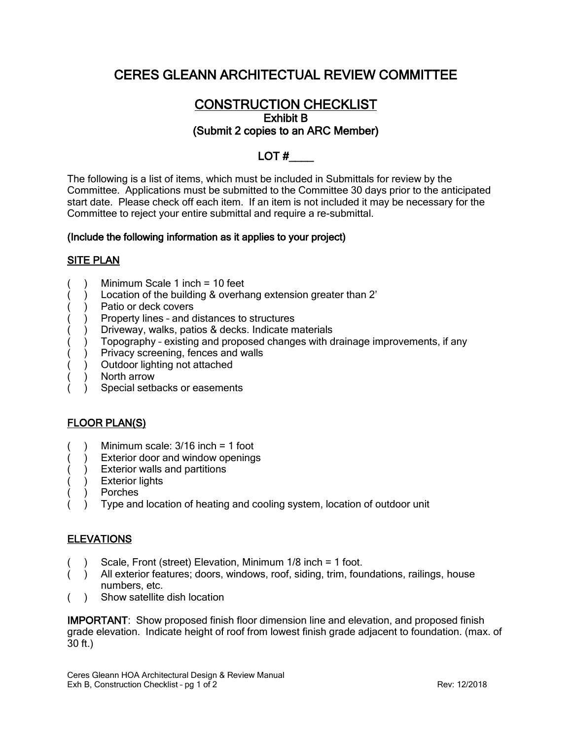# CERES GLEANN ARCHITECTUAL REVIEW COMMITTEE

## CONSTRUCTION CHECKLIST

**Exhibit B**

**(Submit 2 copies to an ARC Member)**

**LOT #____**

The following is a list of items, which must be included in Submittals for review by the Committee. Applications must be submitted to the Committee 30 days prior to the anticipated start date. Please check off each item. If an item is not included it may be necessary for the Committee to reject your entire submittal and require a re-submittal.

**(Include the following information as it applies to your project)**

### SITE PLAN

( ) Minimum Scale 1 inch = 10 feet
( ) Location of the building & overhang extension greater than 2'
( ) Patio or deck covers
( ) Property lines – and distances to structures
( ) Driveway, walks, patios & decks. Indicate materials
( ) Topography – existing and proposed changes with drainage improvements, if any
( ) Privacy screening, fences and walls
( ) Outdoor lighting not attached
( ) North arrow
( ) Special setbacks or easements

### FLOOR PLAN(S)

( ) Minimum scale: 3/16 inch = 1 foot
( ) Exterior door and window openings
( ) Exterior walls and partitions
( ) Exterior lights
( ) Porches
( ) Type and location of heating and cooling system, location of outdoor unit

### ELEVATIONS

( ) Scale, Front (street) Elevation, Minimum 1/8 inch = 1 foot.
( ) All exterior features; doors, windows, roof, siding, trim, foundations, railings, house numbers, etc.
( ) Show satellite dish location

**IMPORTANT**: Show proposed finish floor dimension line and elevation, and proposed finish grade elevation. Indicate height of roof from lowest finish grade adjacent to foundation. (max. of 30 ft.)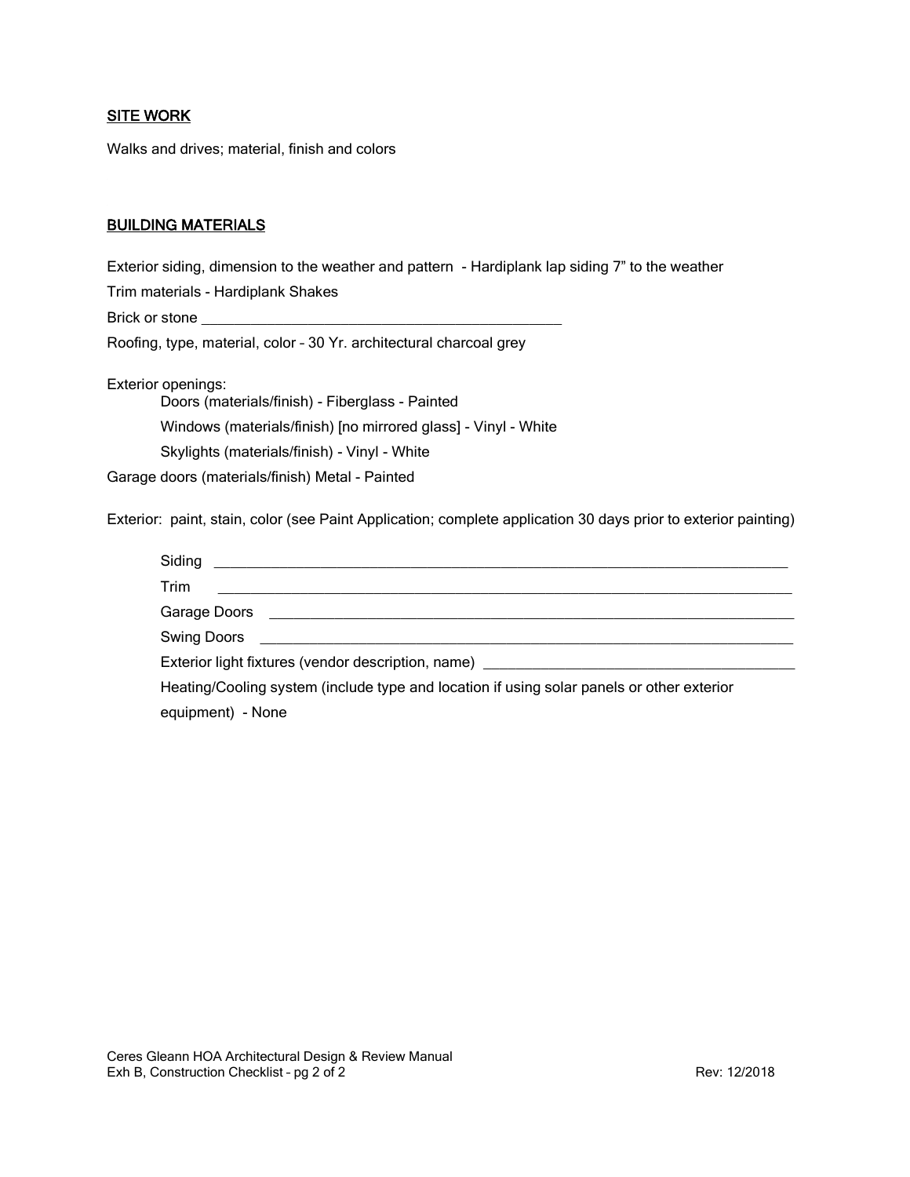## SITE WORK

Walks and drives; material, finish and colors

## BUILDING MATERIALS

Exterior siding, dimension to the weather and pattern - Hardiplank lap siding 7" to the weather

Trim materials - Hardiplank Shakes

Brick or stone ______________________________________________

Roofing, type, material, color – 30 Yr. architectural charcoal grey

Exterior openings:

- Doors (materials/finish) - Fiberglass - Painted
- Windows (materials/finish) [no mirrored glass] - Vinyl - White
- Skylights (materials/finish) - Vinyl - White

Garage doors (materials/finish) Metal - Painted

Exterior: paint, stain, color (see Paint Application; complete application 30 days prior to exterior painting)

- Siding ______________________________________________
- Trim ______________________________________________
- Garage Doors ______________________________________________
- Swing Doors ______________________________________________
- Exterior light fixtures (vendor description, name) ______________________________
- Heating/Cooling system (include type and location if using solar panels or other exterior equipment) - None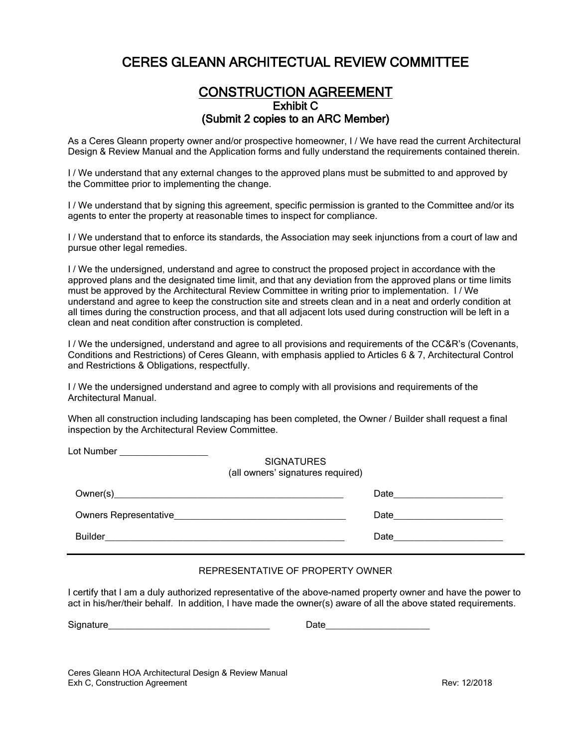# CERES GLEANN ARCHITECTUAL REVIEW COMMITTEE

## CONSTRUCTION AGREEMENT

### Exhibit C

### (Submit 2 copies to an ARC Member)

As a Ceres Gleann property owner and/or prospective homeowner, I / We have read the current Architectural Design & Review Manual and the Application forms and fully understand the requirements contained therein.

I / We understand that any external changes to the approved plans must be submitted to and approved by the Committee prior to implementing the change.

I / We understand that by signing this agreement, specific permission is granted to the Committee and/or its agents to enter the property at reasonable times to inspect for compliance.

I / We understand that to enforce its standards, the Association may seek injunctions from a court of law and pursue other legal remedies.

I / We the undersigned, understand and agree to construct the proposed project in accordance with the approved plans and the designated time limit, and that any deviation from the approved plans or time limits must be approved by the Architectural Review Committee in writing prior to implementation. I / We understand and agree to keep the construction site and streets clean and in a neat and orderly condition at all times during the construction process, and that all adjacent lots used during construction will be left in a clean and neat condition after construction is completed.

I / We the undersigned, understand and agree to all provisions and requirements of the CC&R's (Covenants, Conditions and Restrictions) of Ceres Gleann, with emphasis applied to Articles 6 & 7, Architectural Control and Restrictions & Obligations, respectfully.

I / We the undersigned understand and agree to comply with all provisions and requirements of the Architectural Manual.

When all construction including landscaping has been completed, the Owner / Builder shall request a final inspection by the Architectural Review Committee.

Lot Number ____________

SIGNATURES
(all owners' signatures required)

Owner(s)________________________________________ Date__________________

Owners Representative____________________________ Date__________________

Builder_________________________________________ Date__________________

---

REPRESENTATIVE OF PROPERTY OWNER

I certify that I am a duly authorized representative of the above-named property owner and have the power to act in his/her/their behalf. In addition, I have made the owner(s) aware of all the above stated requirements.

Signature___________________________ Date_________________

Ceres Gleann HOA Architectural Design & Review Manual
Exh C, Construction Agreement Rev: 12/2018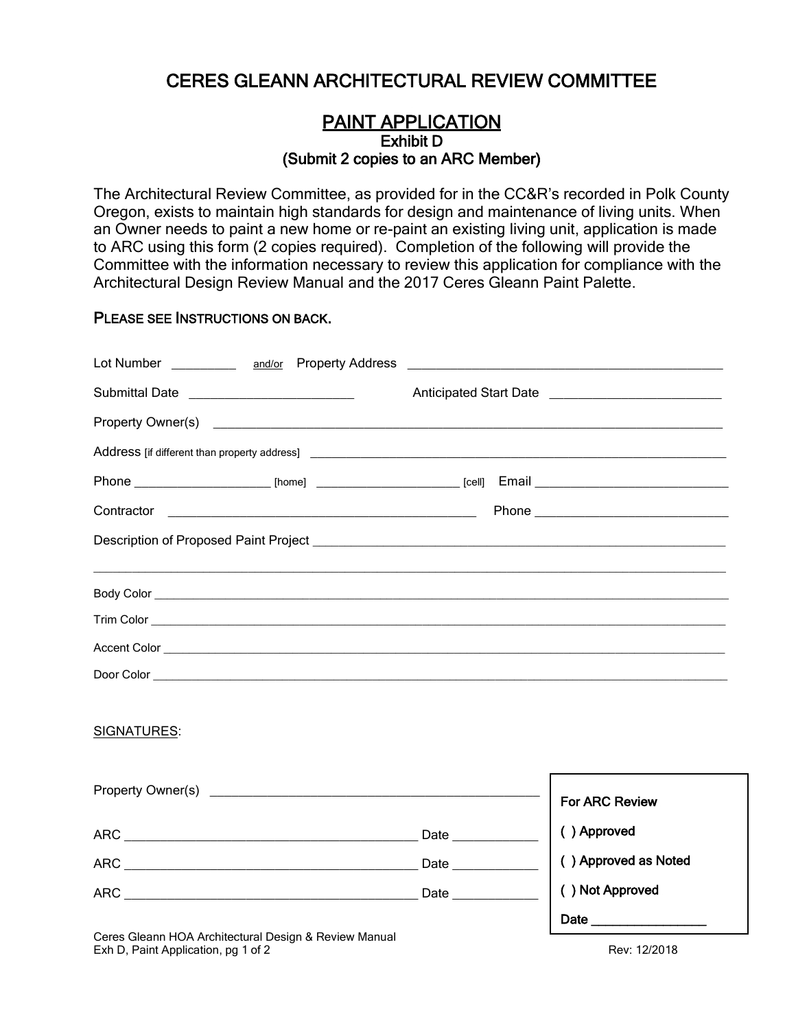# CERES GLEANN ARCHITECTURAL REVIEW COMMITTEE

## PAINT APPLICATION

**Exhibit D**

**(Submit 2 copies to an ARC Member)**

The Architectural Review Committee, as provided for in the CC&R's recorded in Polk County Oregon, exists to maintain high standards for design and maintenance of living units. When an Owner needs to paint a new home or re-paint an existing living unit, application is made to ARC using this form (2 copies required). Completion of the following will provide the Committee with the information necessary to review this application for compliance with the Architectural Design Review Manual and the 2017 Ceres Gleann Paint Palette.

PLEASE SEE INSTRUCTIONS ON BACK.

Lot Number __________ and/or Property Address ______________________________________________

Submittal Date ________________________ Anticipated Start Date ________________________

Property Owner(s) ______________________________________________________________________

Address [if different than property address] ______________________________________________

Phone ____________________ [home] ____________________ [cell] Email ____________________________

Contractor ____________________________________________ Phone ____________________________

Description of Proposed Paint Project ____________________________________________________

____________________________________________________________________________________

Body Color __________________________________________________________________________

Trim Color __________________________________________________________________________

Accent Color ________________________________________________________________________

Door Color __________________________________________________________________________

SIGNATURES:

Property Owner(s) ________________________________________________

ARC ____________________________________________ Date ____________

ARC ____________________________________________ Date ____________

ARC ____________________________________________ Date ____________

**For ARC Review**

( ) Approved

( ) Approved as Noted

( ) Not Approved

Date _________________

Ceres Gleann HOA Architectural Design & Review Manual
Exh D, Paint Application, pg 1 of 2

Rev: 12/2018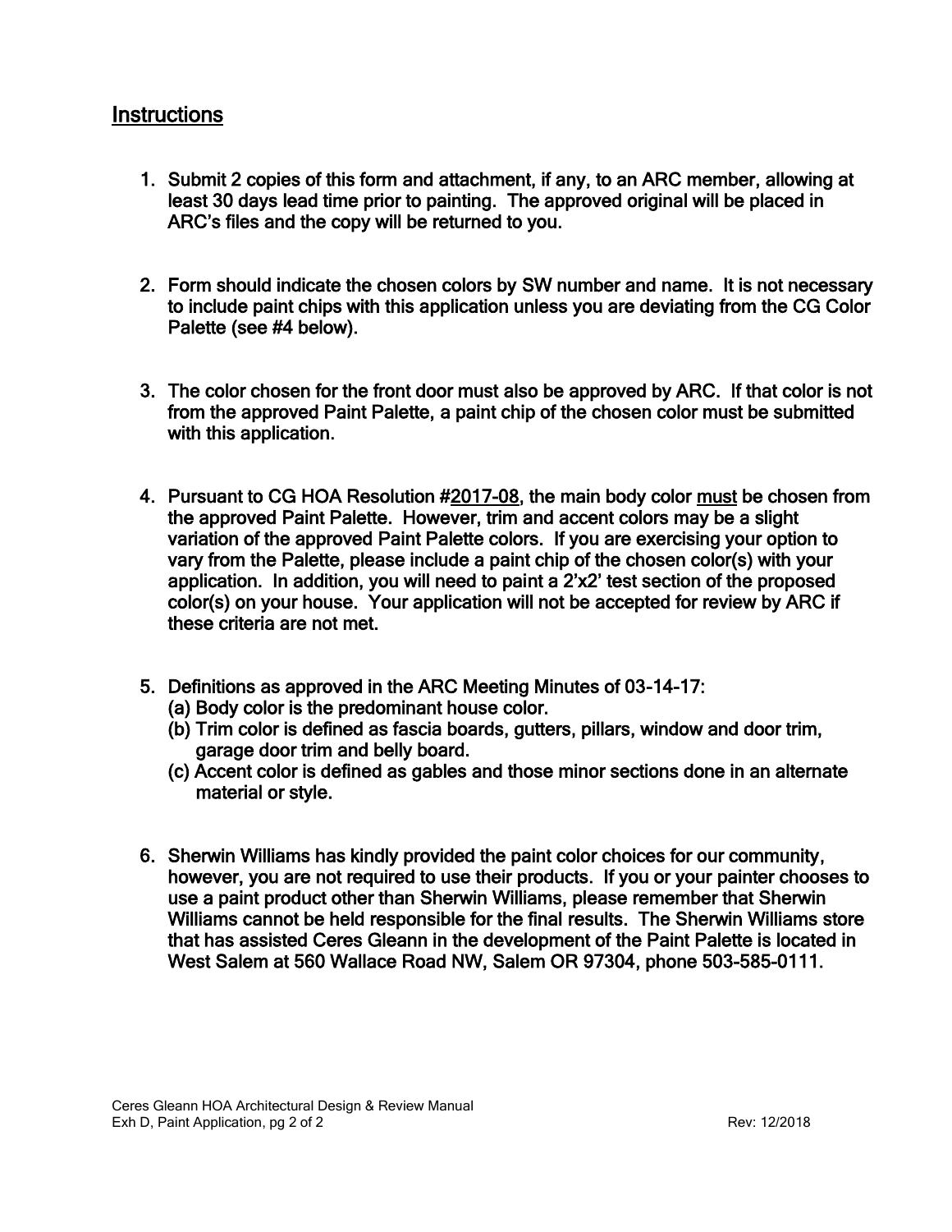## Instructions

1. Submit 2 copies of this form and attachment, if any, to an ARC member, allowing at least 30 days lead time prior to painting. The approved original will be placed in ARC's files and the copy will be returned to you.

2. Form should indicate the chosen colors by SW number and name. It is not necessary to include paint chips with this application unless you are deviating from the CG Color Palette (see #4 below).

3. The color chosen for the front door must also be approved by ARC. If that color is not from the approved Paint Palette, a paint chip of the chosen color must be submitted with this application.

4. Pursuant to CG HOA Resolution #2017-08, the main body color must be chosen from the approved Paint Palette. However, trim and accent colors may be a slight variation of the approved Paint Palette colors. If you are exercising your option to vary from the Palette, please include a paint chip of the chosen color(s) with your application. In addition, you will need to paint a 2'x2' test section of the proposed color(s) on your house. Your application will not be accepted for review by ARC if these criteria are not met.

5. Definitions as approved in the ARC Meeting Minutes of 03-14-17:
   (a) Body color is the predominant house color.
   (b) Trim color is defined as fascia boards, gutters, pillars, window and door trim, garage door trim and belly board.
   (c) Accent color is defined as gables and those minor sections done in an alternate material or style.

6. Sherwin Williams has kindly provided the paint color choices for our community, however, you are not required to use their products. If you or your painter chooses to use a paint product other than Sherwin Williams, please remember that Sherwin Williams cannot be held responsible for the final results. The Sherwin Williams store that has assisted Ceres Gleann in the development of the Paint Palette is located in West Salem at 560 Wallace Road NW, Salem OR 97304, phone 503-585-0111.